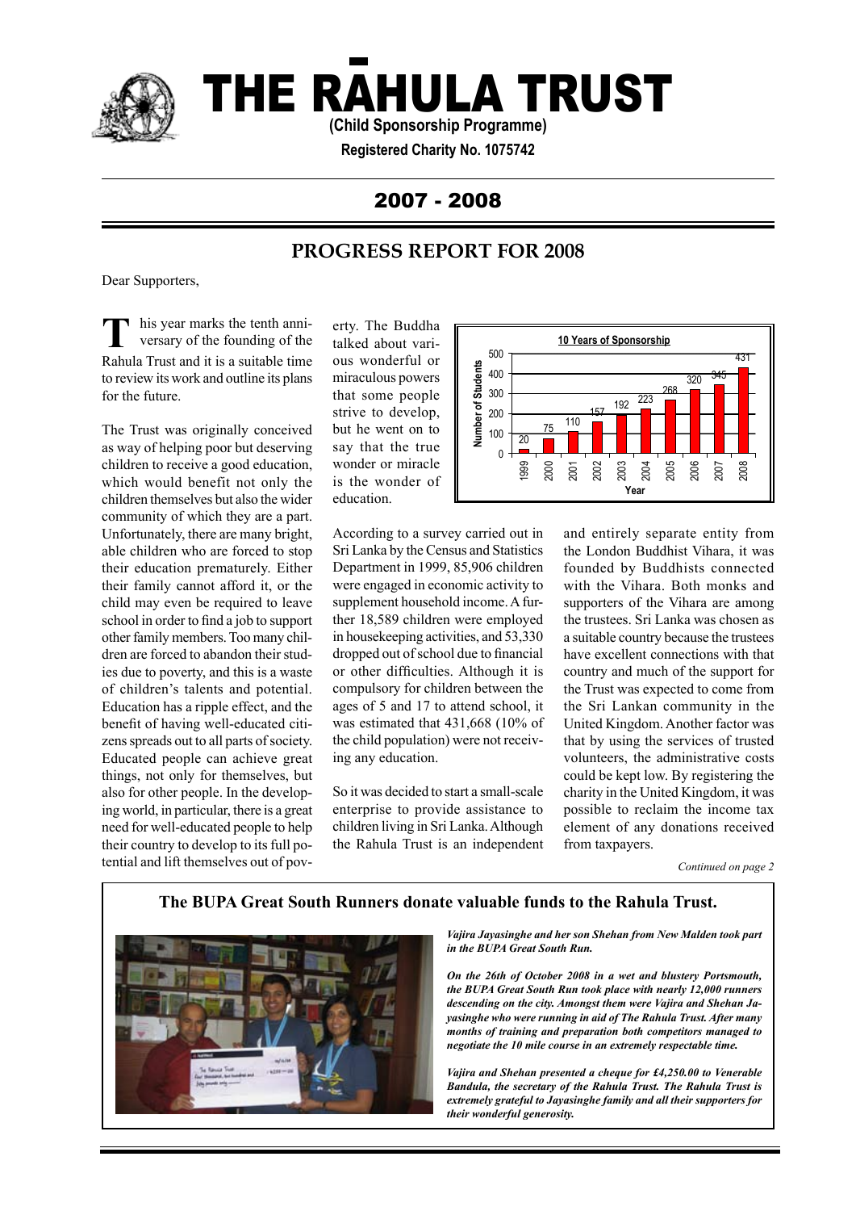# THE RĀHULA TRUST

**(Child Sponsorship Programme)**

**Registered Charity No. 1075742**

## 2007 - 2008

## PROGRESS REPORT FOR 2008

Dear Supporters,

This year marks the tenth anniversary of the founding of the Rahula Trust and it is a suitable time to review its work and outline its plans for the future.

The Trust was originally conceived as way of helping poor but deserving children to receive a good education, which would benefit not only the children themselves but also the wider community of which they are a part. Unfortunately, there are many bright, able children who are forced to stop their education prematurely. Either their family cannot afford it, or the child may even be required to leave school in order to find a job to support other family members. Too many children are forced to abandon their studies due to poverty, and this is a waste of children's talents and potential. Education has a ripple effect, and the benefit of having well-educated citizens spreads out to all parts of society. Educated people can achieve great things, not only for themselves, but also for other people. In the developing world, in particular, there is a great need for well-educated people to help their country to develop to its full potential and lift themselves out of poverty. The Buddha talked about various wonderful or miraculous powers that some people strive to develop, but he went on to say that the true wonder or miracle is the wonder of education.

**10 Years of Sponsorship**

| Year | Number of Students |
|---|---|
| 1999 | 20 |
| 2000 | 75 |
| 2001 | 110 |
| 2002 | 157 |
| 2003 | 192 |
| 2004 | 223 |
| 2005 | 268 |
| 2006 | 320 |
| 2007 | 345 |
| 2008 | 431 |

According to a survey carried out in Sri Lanka by the Census and Statistics Department in 1999, 85,906 children were engaged in economic activity to supplement household income. A further 18,589 children were employed in housekeeping activities, and 53,330 dropped out of school due to financial or other difficulties. Although it is compulsory for children between the ages of 5 and 17 to attend school, it was estimated that 431,668 (10% of the child population) were not receiving any education.

So it was decided to start a small-scale enterprise to provide assistance to children living in Sri Lanka. Although the Rahula Trust is an independent and entirely separate entity from the London Buddhist Vihara, it was founded by Buddhists connected with the Vihara. Both monks and supporters of the Vihara are among the trustees. Sri Lanka was chosen as a suitable country because the trustees have excellent connections with that country and much of the support for the Trust was expected to come from the Sri Lankan community in the United Kingdom. Another factor was that by using the services of trusted volunteers, the administrative costs could be kept low. By registering the charity in the United Kingdom, it was possible to reclaim the income tax element of any donations received from taxpayers.

*Continued on page 2*

### The BUPA Great South Runners donate valuable funds to the Rahula Trust.

***Vajira Jayasinghe and her son Shehan from New Malden took part in the BUPA Great South Run.***

***On the 26th of October 2008 in a wet and blustery Portsmouth, the BUPA Great South Run took place with nearly 12,000 runners descending on the city. Amongst them were Vajira and Shehan Jayasinghe who were running in aid of The Rahula Trust. After many months of training and preparation both competitors managed to negotiate the 10 mile course in an extremely respectable time.***

***Vajira and Shehan presented a cheque for £4,250.00 to Venerable Bandula, the secretary of the Rahula Trust. The Rahula Trust is extremely grateful to Jayasinghe family and all their supporters for their wonderful generosity.***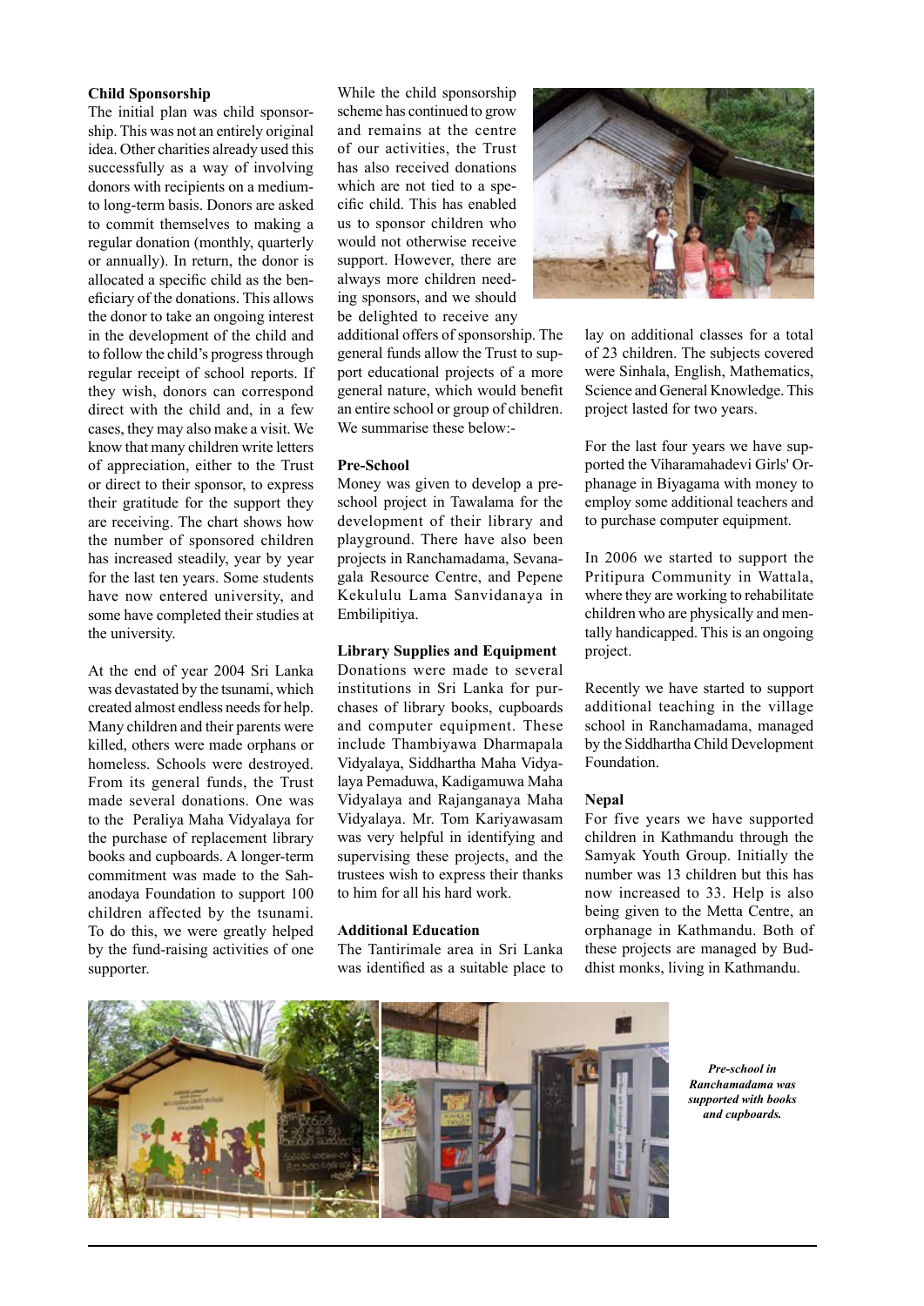## Child Sponsorship

The initial plan was child sponsorship. This was not an entirely original idea. Other charities already used this successfully as a way of involving donors with recipients on a medium- to long-term basis. Donors are asked to commit themselves to making a regular donation (monthly, quarterly or annually). In return, the donor is allocated a specific child as the beneficiary of the donations. This allows the donor to take an ongoing interest in the development of the child and to follow the child's progress through regular receipt of school reports. If they wish, donors can correspond direct with the child and, in a few cases, they may also make a visit. We know that many children write letters of appreciation, either to the Trust or direct to their sponsor, to express their gratitude for the support they are receiving. The chart shows how the number of sponsored children has increased steadily, year by year for the last ten years. Some students have now entered university, and some have completed their studies at the university.

At the end of year 2004 Sri Lanka was devastated by the tsunami, which created almost endless needs for help. Many children and their parents were killed, others were made orphans or homeless. Schools were destroyed. From its general funds, the Trust made several donations. One was to the Peraliya Maha Vidyalaya for the purchase of replacement library books and cupboards. A longer-term commitment was made to the Sahanodaya Foundation to support 100 children affected by the tsunami. To do this, we were greatly helped by the fund-raising activities of one supporter.

While the child sponsorship scheme has continued to grow and remains at the centre of our activities, the Trust has also received donations which are not tied to a specific child. This has enabled us to sponsor children who would not otherwise receive support. However, there are always more children needing sponsors, and we should be delighted to receive any additional offers of sponsorship. The general funds allow the Trust to support educational projects of a more general nature, which would benefit an entire school or group of children. We summarise these below:-

### Pre-School

Money was given to develop a pre-school project in Tawalama for the development of their library and playground. There have also been projects in Ranchamadama, Sevanagala Resource Centre, and Pepene Kekululu Lama Sanvidanaya in Embilipitiya.

### Library Supplies and Equipment

Donations were made to several institutions in Sri Lanka for purchases of library books, cupboards and computer equipment. These include Thambiyawa Dharmapala Vidyalaya, Siddhartha Maha Vidyalaya Pemaduwa, Kadigamuwa Maha Vidyalaya and Rajanganaya Maha Vidyalaya. Mr. Tom Kariyawasam was very helpful in identifying and supervising these projects, and the trustees wish to express their thanks to him for all his hard work.

### Additional Education

The Tantirimale area in Sri Lanka was identified as a suitable place to lay on additional classes for a total of 23 children. The subjects covered were Sinhala, English, Mathematics, Science and General Knowledge. This project lasted for two years.

For the last four years we have supported the Viharamahadevi Girls' Orphanage in Biyagama with money to employ some additional teachers and to purchase computer equipment.

In 2006 we started to support the Pritipura Community in Wattala, where they are working to rehabilitate children who are physically and mentally handicapped. This is an ongoing project.

Recently we have started to support additional teaching in the village school in Ranchamadama, managed by the Siddhartha Child Development Foundation.

### Nepal

For five years we have supported children in Kathmandu through the Samyak Youth Group. Initially the number was 13 children but this has now increased to 33. Help is also being given to the Metta Centre, an orphanage in Kathmandu. Both of these projects are managed by Buddhist monks, living in Kathmandu.

***Pre-school in Ranchamadama was supported with books and cupboards.***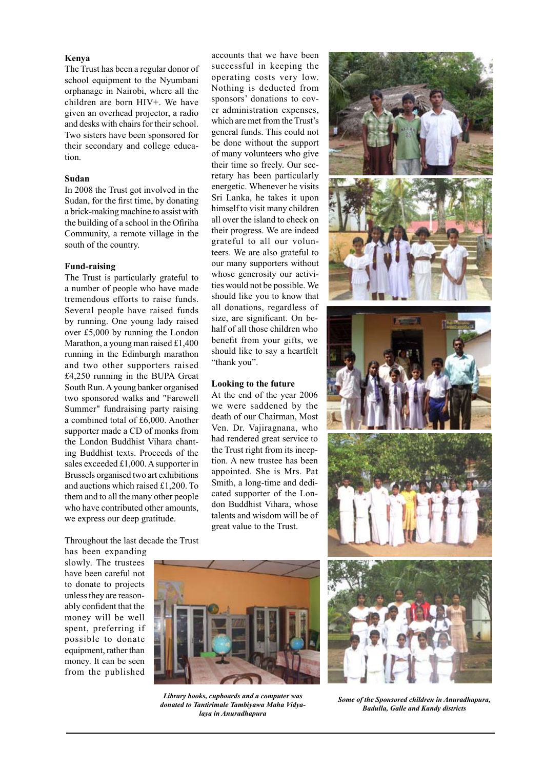### Kenya

The Trust has been a regular donor of school equipment to the Nyumbani orphanage in Nairobi, where all the children are born HIV+. We have given an overhead projector, a radio and desks with chairs for their school. Two sisters have been sponsored for their secondary and college education.

### Sudan

In 2008 the Trust got involved in the Sudan, for the first time, by donating a brick-making machine to assist with the building of a school in the Ofiriha Community, a remote village in the south of the country.

### Fund-raising

The Trust is particularly grateful to a number of people who have made tremendous efforts to raise funds. Several people have raised funds by running. One young lady raised over £5,000 by running the London Marathon, a young man raised £1,400 running in the Edinburgh marathon and two other supporters raised £4,250 running in the BUPA Great South Run. A young banker organised two sponsored walks and "Farewell Summer" fundraising party raising a combined total of £6,000. Another supporter made a CD of monks from the London Buddhist Vihara chanting Buddhist texts. Proceeds of the sales exceeded £1,000. A supporter in Brussels organised two art exhibitions and auctions which raised £1,200. To them and to all the many other people who have contributed other amounts, we express our deep gratitude.

Throughout the last decade the Trust has been expanding slowly. The trustees have been careful not to donate to projects unless they are reasonably confident that the money will be well spent, preferring if possible to donate equipment, rather than money. It can be seen from the published accounts that we have been successful in keeping the operating costs very low. Nothing is deducted from sponsors' donations to cover administration expenses, which are met from the Trust's general funds. This could not be done without the support of many volunteers who give their time so freely. Our secretary has been particularly energetic. Whenever he visits Sri Lanka, he takes it upon himself to visit many children all over the island to check on their progress. We are indeed grateful to all our volunteers. We are also grateful to our many supporters without whose generosity our activities would not be possible. We should like you to know that all donations, regardless of size, are significant. On behalf of all those children who benefit from your gifts, we should like to say a heartfelt "thank you".

### Looking to the future

At the end of the year 2006 we were saddened by the death of our Chairman, Most Ven. Dr. Vajiragnana, who had rendered great service to the Trust right from its inception. A new trustee has been appointed. She is Mrs. Pat Smith, a long-time and dedicated supporter of the London Buddhist Vihara, whose talents and wisdom will be of great value to the Trust.

***Library books, cupboards and a computer was donated to Tantirimale Tambiyawa Maha Vidyalaya in Anuradhapura***

***Some of the Sponsored children in Anuradhapura, Badulla, Galle and Kandy districts***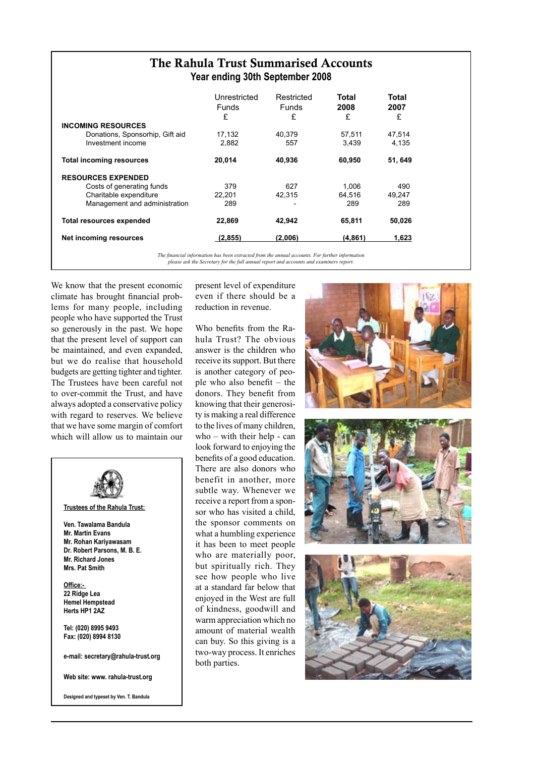# The Rahula Trust Summarised Accounts

## Year ending 30th September 2008

| | Unrestricted Funds £ | Restricted Funds £ | Total 2008 £ | Total 2007 £ |
|---|---|---|---|---|
| **INCOMING RESOURCES** | | | | |
| Donations, Sponsorhip, Gift aid | 17,132 | 40,379 | 57,511 | 47,514 |
| Investment income | 2,882 | 557 | 3,439 | 4,135 |
| **Total incoming resources** | **20,014** | **40,936** | **60,950** | **51, 649** |
| **RESOURCES EXPENDED** | | | | |
| Costs of generating funds | 379 | 627 | 1,006 | 490 |
| Charitable expenditure | 22,201 | 42,315 | 64,516 | 49,247 |
| Management and administration | 289 | - | 289 | 289 |
| **Total resources expended** | **22,869** | **42,942** | **65,811** | **50,026** |
| **Net incoming resources** | **(2,855)** | **(2,006)** | **(4,861)** | **1,623** |

*The financial information has been extracted from the annual accounts. For further information please ask the Secretary for the full annual report and accounts and examiners report.*

We know that the present economic climate has brought financial problems for many people, including people who have supported the Trust so generously in the past. We hope that the present level of support can be maintained, and even expanded, but we do realise that household budgets are getting tighter and tighter. The Trustees have been careful not to over-commit the Trust, and have always adopted a conservative policy with regard to reserves. We believe that we have some margin of comfort which will allow us to maintain our present level of expenditure even if there should be a reduction in revenue.

Who benefits from the Rahula Trust? The obvious answer is the children who receive its support. But there is another category of people who also benefit – the donors. They benefit from knowing that their generosity is making a real difference to the lives of many children, who – with their help - can look forward to enjoying the benefits of a good education. There are also donors who benefit in another, more subtle way. Whenever we receive a report from a sponsor who has visited a child, the sponsor comments on what a humbling experience it has been to meet people who are materially poor, but spiritually rich. They see how people who live at a standard far below that enjoyed in the West are full of kindness, goodwill and warm appreciation which no amount of material wealth can buy. So this giving is a two-way process. It enriches both parties.

**Trustees of the Rahula Trust:**

**Ven. Tawalama Bandula**
**Mr. Martin Evans**
**Mr. Rohan Kariyawasam**
**Dr. Robert Parsons, M. B. E.**
**Mr. Richard Jones**
**Mrs. Pat Smith**

**Office:-**
**22 Ridge Lea**
**Hemel Hempstead**
**Herts HP1 2AZ**

**Tel: (020) 8995 9493**
**Fax: (020) 8994 8130**

**e-mail: secretary@rahula-trust.org**

**Web site: www. rahula-trust.org**

**Designed and typeset by Ven. T. Bandula**